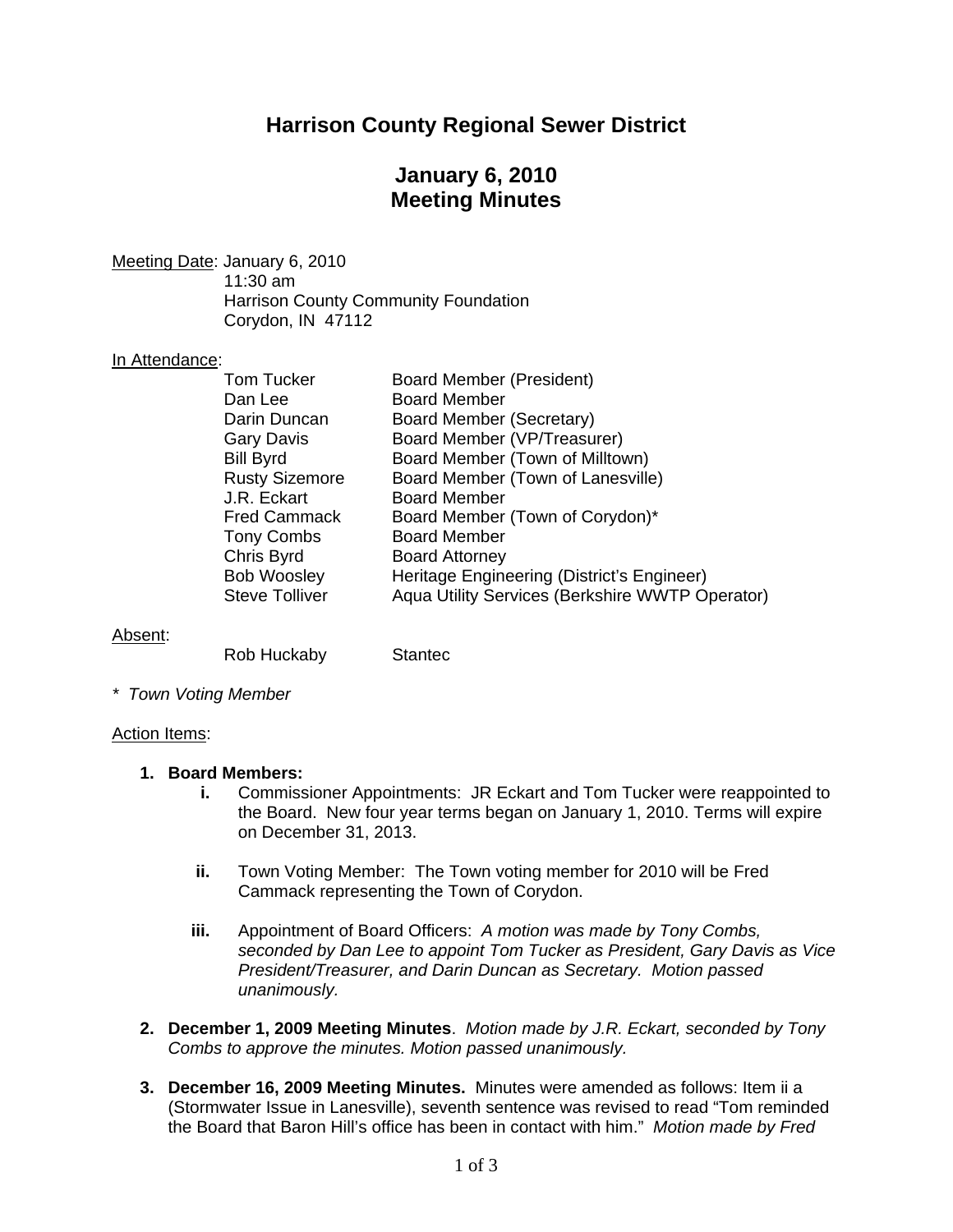# Harrison County Regional Sewer District

## January 6, 2010
## Meeting Minutes

Meeting Date: January 6, 2010
11:30 am
Harrison County Community Foundation
Corydon, IN 47112

In Attendance:

| | |
|---|---|
| Tom Tucker | Board Member (President) |
| Dan Lee | Board Member |
| Darin Duncan | Board Member (Secretary) |
| Gary Davis | Board Member (VP/Treasurer) |
| Bill Byrd | Board Member (Town of Milltown) |
| Rusty Sizemore | Board Member (Town of Lanesville) |
| J.R. Eckart | Board Member |
| Fred Cammack | Board Member (Town of Corydon)* |
| Tony Combs | Board Member |
| Chris Byrd | Board Attorney |
| Bob Woosley | Heritage Engineering (District's Engineer) |
| Steve Tolliver | Aqua Utility Services (Berkshire WWTP Operator) |

Absent:

| | |
|---|---|
| Rob Huckaby | Stantec |

*\* Town Voting Member*

Action Items:

1. **Board Members:**
   - **i.** Commissioner Appointments: JR Eckart and Tom Tucker were reappointed to the Board. New four year terms began on January 1, 2010. Terms will expire on December 31, 2013.
   - **ii.** Town Voting Member: The Town voting member for 2010 will be Fred Cammack representing the Town of Corydon.
   - **iii.** Appointment of Board Officers: *A motion was made by Tony Combs, seconded by Dan Lee to appoint Tom Tucker as President, Gary Davis as Vice President/Treasurer, and Darin Duncan as Secretary. Motion passed unanimously.*

2. **December 1, 2009 Meeting Minutes**. *Motion made by J.R. Eckart, seconded by Tony Combs to approve the minutes. Motion passed unanimously.*

3. **December 16, 2009 Meeting Minutes.** Minutes were amended as follows: Item ii a (Stormwater Issue in Lanesville), seventh sentence was revised to read "Tom reminded the Board that Baron Hill's office has been in contact with him." *Motion made by Fred*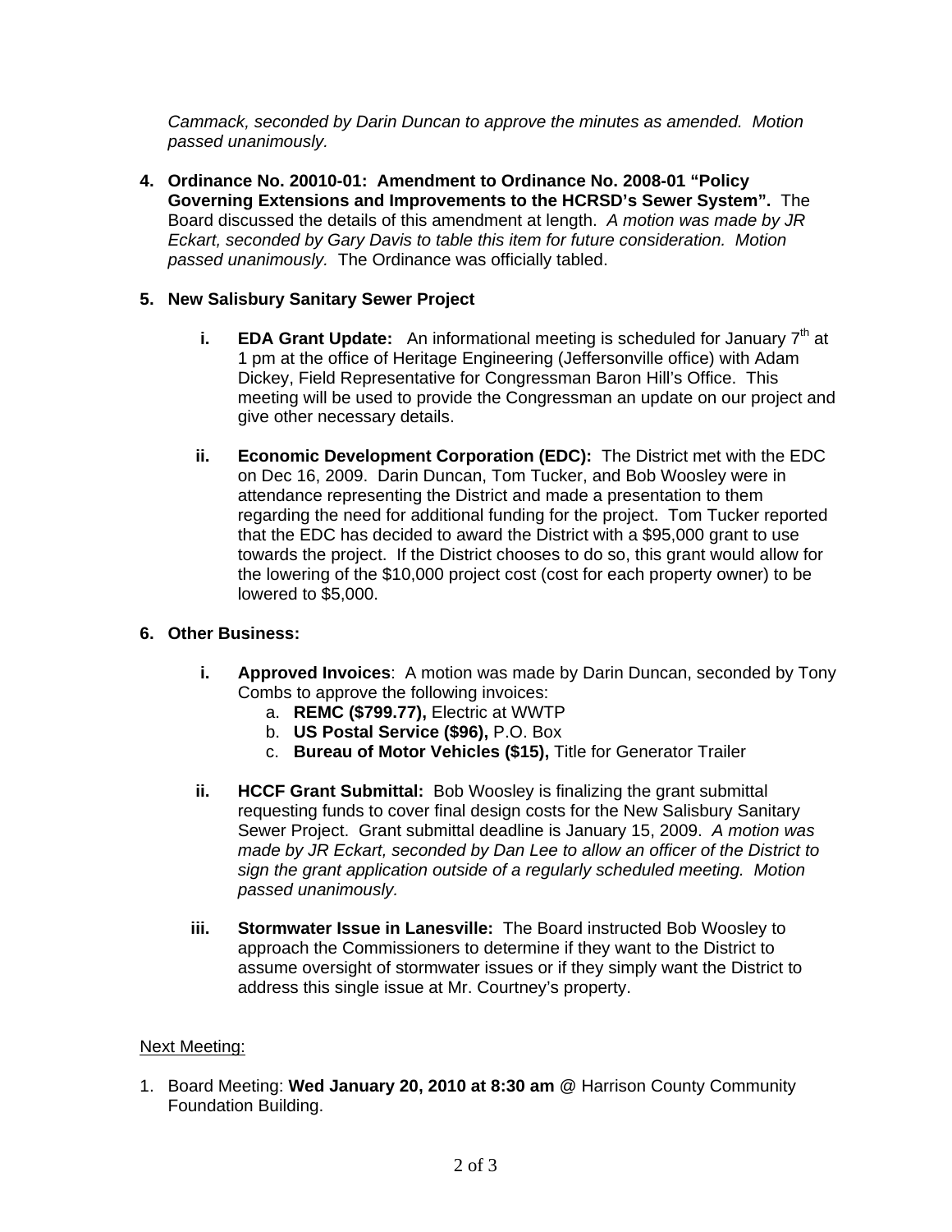*Cammack, seconded by Darin Duncan to approve the minutes as amended. Motion passed unanimously.*

4. **Ordinance No. 20010-01: Amendment to Ordinance No. 2008-01 "Policy Governing Extensions and Improvements to the HCRSD's Sewer System".** The Board discussed the details of this amendment at length. *A motion was made by JR Eckart, seconded by Gary Davis to table this item for future consideration. Motion passed unanimously.* The Ordinance was officially tabled.

5. **New Salisbury Sanitary Sewer Project**

    i. **EDA Grant Update:** An informational meeting is scheduled for January 7th at 1 pm at the office of Heritage Engineering (Jeffersonville office) with Adam Dickey, Field Representative for Congressman Baron Hill's Office. This meeting will be used to provide the Congressman an update on our project and give other necessary details.

    ii. **Economic Development Corporation (EDC):** The District met with the EDC on Dec 16, 2009. Darin Duncan, Tom Tucker, and Bob Woosley were in attendance representing the District and made a presentation to them regarding the need for additional funding for the project. Tom Tucker reported that the EDC has decided to award the District with a $95,000 grant to use towards the project. If the District chooses to do so, this grant would allow for the lowering of the $10,000 project cost (cost for each property owner) to be lowered to $5,000.

6. **Other Business:**

    i. **Approved Invoices**: A motion was made by Darin Duncan, seconded by Tony Combs to approve the following invoices:
        a. **REMC ($799.77),** Electric at WWTP
        b. **US Postal Service ($96),** P.O. Box
        c. **Bureau of Motor Vehicles ($15),** Title for Generator Trailer

    ii. **HCCF Grant Submittal:** Bob Woosley is finalizing the grant submittal requesting funds to cover final design costs for the New Salisbury Sanitary Sewer Project. Grant submittal deadline is January 15, 2009. *A motion was made by JR Eckart, seconded by Dan Lee to allow an officer of the District to sign the grant application outside of a regularly scheduled meeting. Motion passed unanimously.*

    iii. **Stormwater Issue in Lanesville:** The Board instructed Bob Woosley to approach the Commissioners to determine if they want to the District to assume oversight of stormwater issues or if they simply want the District to address this single issue at Mr. Courtney's property.

<u>Next Meeting:</u>

1. Board Meeting: **Wed January 20, 2010 at 8:30 am** @ Harrison County Community Foundation Building.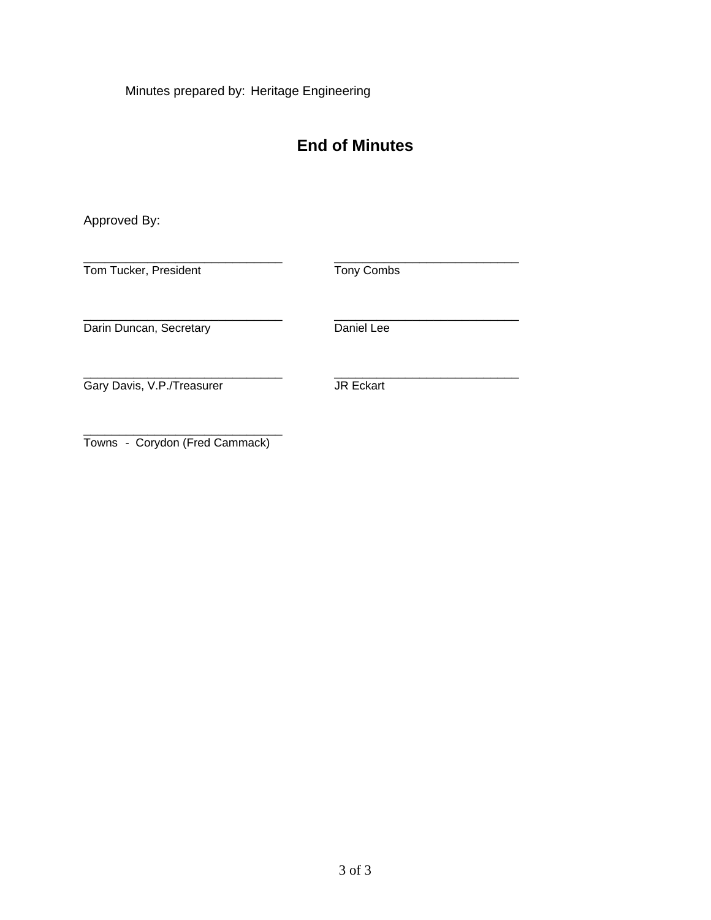Minutes prepared by: Heritage Engineering

## End of Minutes

Approved By:

| | |
|---|---|
| ______________________________ | ______________________________ |
| Tom Tucker, President | Tony Combs |
| ______________________________ | ______________________________ |
| Darin Duncan, Secretary | Daniel Lee |
| ______________________________ | ______________________________ |
| Gary Davis, V.P./Treasurer | JR Eckart |
| ______________________________ | |
| Towns - Corydon (Fred Cammack) | |